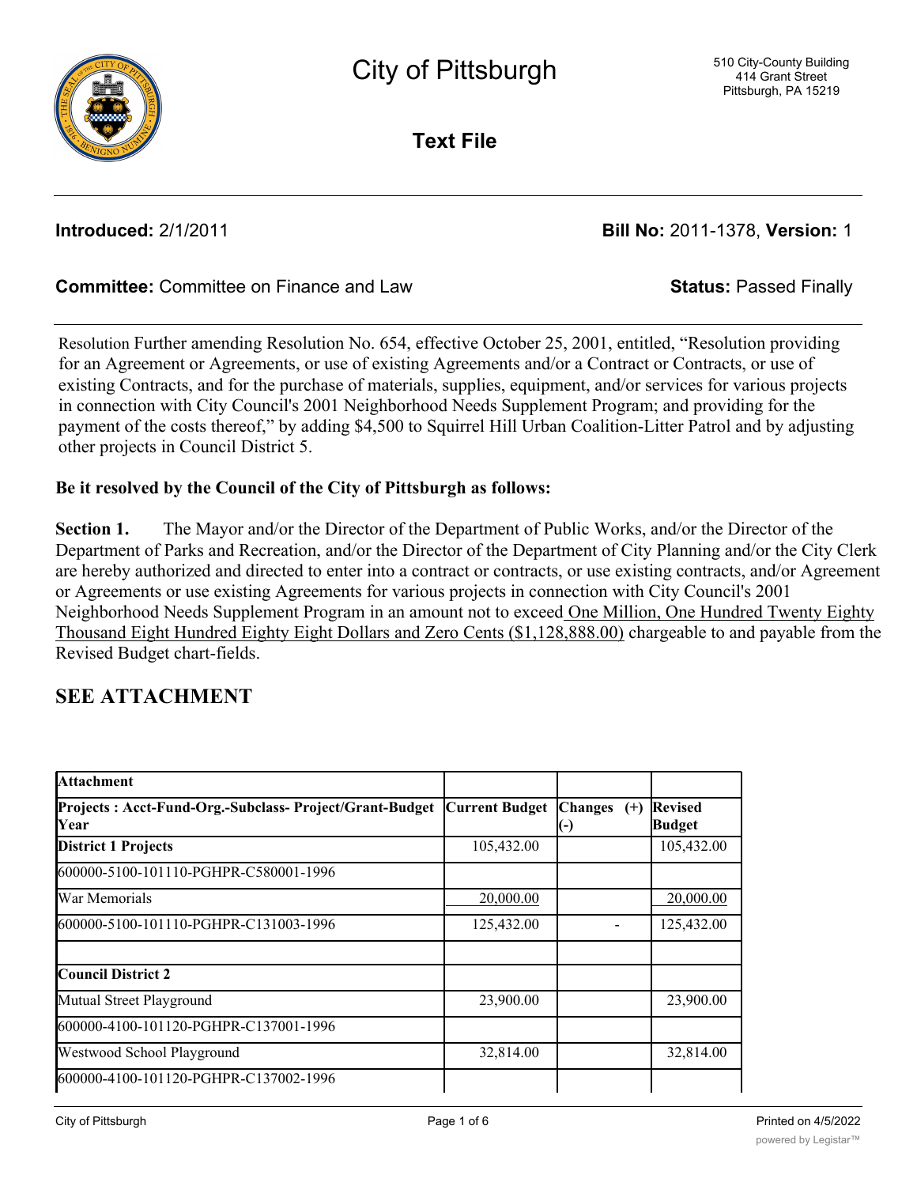# City of Pittsburgh

510 City-County Building
414 Grant Street
Pittsburgh, PA 15219

## Text File

**Introduced:** 2/1/2011 **Bill No:** 2011-1378, **Version:** 1

**Committee:** Committee on Finance and Law **Status:** Passed Finally

Resolution Further amending Resolution No. 654, effective October 25, 2001, entitled, "Resolution providing for an Agreement or Agreements, or use of existing Agreements and/or a Contract or Contracts, or use of existing Contracts, and for the purchase of materials, supplies, equipment, and/or services for various projects in connection with City Council's 2001 Neighborhood Needs Supplement Program; and providing for the payment of the costs thereof," by adding $4,500 to Squirrel Hill Urban Coalition-Litter Patrol and by adjusting other projects in Council District 5.

**Be it resolved by the Council of the City of Pittsburgh as follows:**

**Section 1.** The Mayor and/or the Director of the Department of Public Works, and/or the Director of the Department of Parks and Recreation, and/or the Director of the Department of City Planning and/or the City Clerk are hereby authorized and directed to enter into a contract or contracts, or use existing contracts, and/or Agreement or Agreements or use existing Agreements for various projects in connection with City Council's 2001 Neighborhood Needs Supplement Program in an amount not to exceed One Million, One Hundred Twenty Eighty Thousand Eight Hundred Eighty Eight Dollars and Zero Cents ($1,128,888.00) chargeable to and payable from the Revised Budget chart-fields.

## SEE ATTACHMENT

| **Attachment** | | | |
|---|---|---|---|
| **Projects : Acct-Fund-Org.-Subclass- Project/Grant-Budget Year** | **Current Budget** | **Changes (+) (-)** | **Revised Budget** |
| **District 1 Projects** | 105,432.00 | | 105,432.00 |
| 600000-5100-101110-PGHPR-C580001-1996 | | | |
| War Memorials | 20,000.00 | | 20,000.00 |
| 600000-5100-101110-PGHPR-C131003-1996 | 125,432.00 | - | 125,432.00 |
| | | | |
| **Council District 2** | | | |
| Mutual Street Playground | 23,900.00 | | 23,900.00 |
| 600000-4100-101120-PGHPR-C137001-1996 | | | |
| Westwood School Playground | 32,814.00 | | 32,814.00 |
| 600000-4100-101120-PGHPR-C137002-1996 | | | |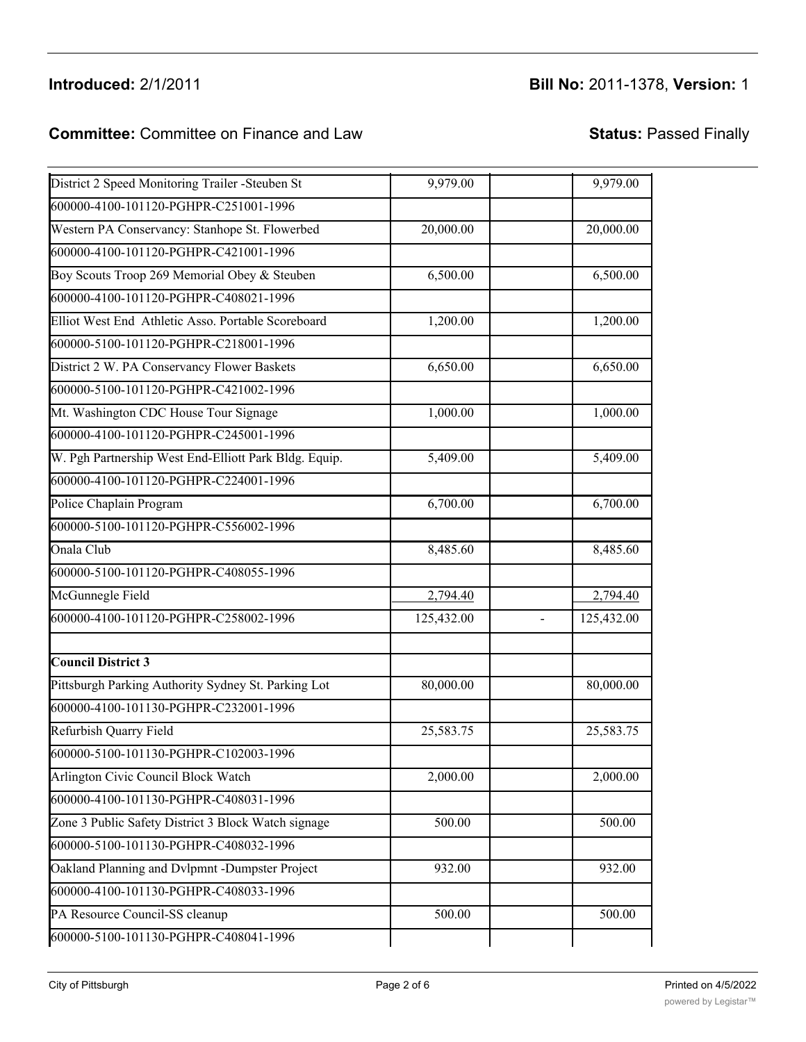| | | | |
|---|---|---|---|
| District 2 Speed Monitoring Trailer -Steuben St | 9,979.00 | | 9,979.00 |
| 600000-4100-101120-PGHPR-C251001-1996 | | | |
| Western PA Conservancy: Stanhope St. Flowerbed | 20,000.00 | | 20,000.00 |
| 600000-4100-101120-PGHPR-C421001-1996 | | | |
| Boy Scouts Troop 269 Memorial Obey & Steuben | 6,500.00 | | 6,500.00 |
| 600000-4100-101120-PGHPR-C408021-1996 | | | |
| Elliot West End Athletic Asso. Portable Scoreboard | 1,200.00 | | 1,200.00 |
| 600000-5100-101120-PGHPR-C218001-1996 | | | |
| District 2 W. PA Conservancy Flower Baskets | 6,650.00 | | 6,650.00 |
| 600000-5100-101120-PGHPR-C421002-1996 | | | |
| Mt. Washington CDC House Tour Signage | 1,000.00 | | 1,000.00 |
| 600000-4100-101120-PGHPR-C245001-1996 | | | |
| W. Pgh Partnership West End-Elliott Park Bldg. Equip. | 5,409.00 | | 5,409.00 |
| 600000-4100-101120-PGHPR-C224001-1996 | | | |
| Police Chaplain Program | 6,700.00 | | 6,700.00 |
| 600000-5100-101120-PGHPR-C556002-1996 | | | |
| Onala Club | 8,485.60 | | 8,485.60 |
| 600000-5100-101120-PGHPR-C408055-1996 | | | |
| McGunnegle Field | 2,794.40 | | 2,794.40 |
| 600000-4100-101120-PGHPR-C258002-1996 | 125,432.00 | - | 125,432.00 |
| | | | |
| **Council District 3** | | | |
| Pittsburgh Parking Authority Sydney St. Parking Lot | 80,000.00 | | 80,000.00 |
| 600000-4100-101130-PGHPR-C232001-1996 | | | |
| Refurbish Quarry Field | 25,583.75 | | 25,583.75 |
| 600000-5100-101130-PGHPR-C102003-1996 | | | |
| Arlington Civic Council Block Watch | 2,000.00 | | 2,000.00 |
| 600000-4100-101130-PGHPR-C408031-1996 | | | |
| Zone 3 Public Safety District 3 Block Watch signage | 500.00 | | 500.00 |
| 600000-5100-101130-PGHPR-C408032-1996 | | | |
| Oakland Planning and Dvlpmnt -Dumpster Project | 932.00 | | 932.00 |
| 600000-4100-101130-PGHPR-C408033-1996 | | | |
| PA Resource Council-SS cleanup | 500.00 | | 500.00 |
| 600000-5100-101130-PGHPR-C408041-1996 | | | |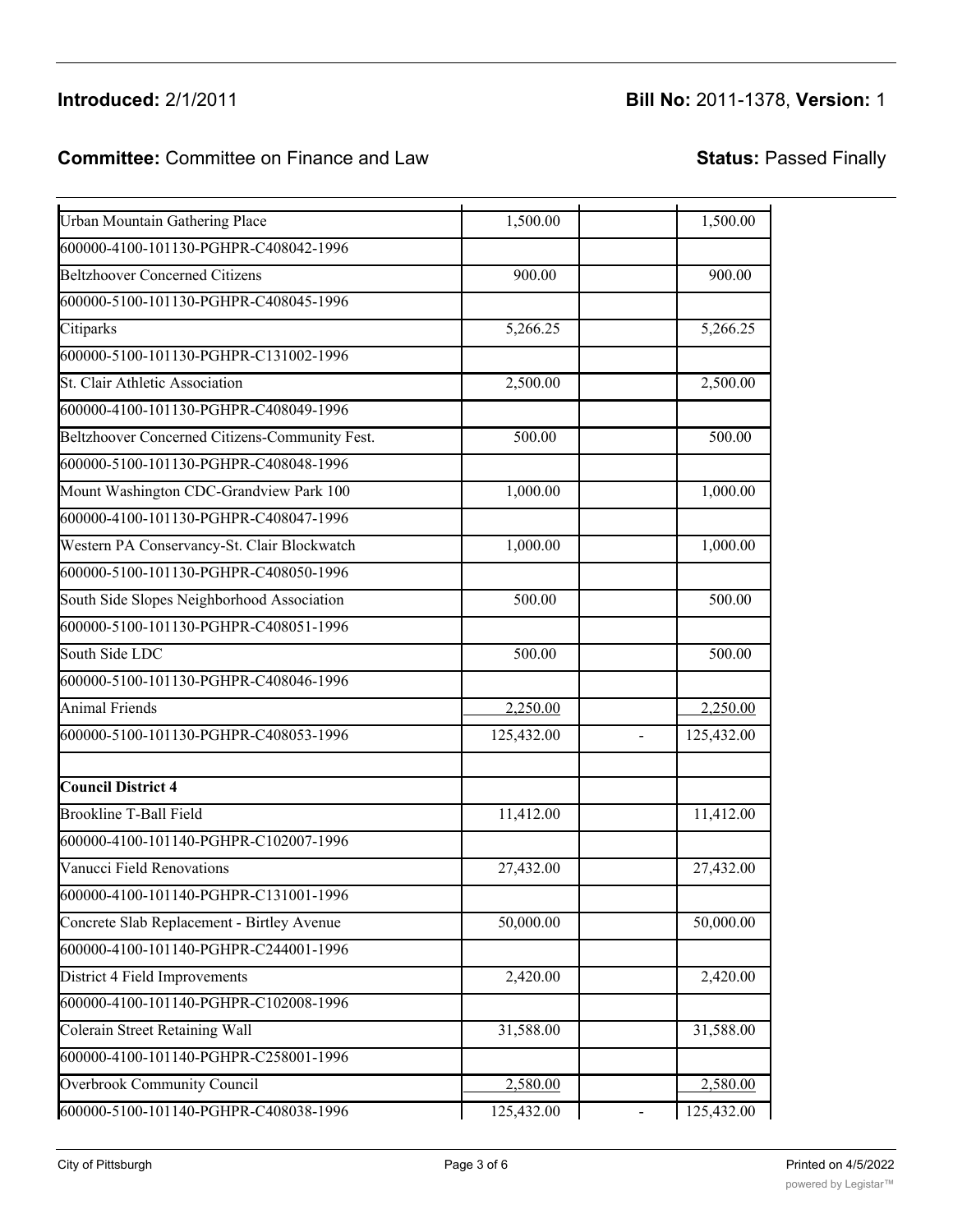**Introduced:** 2/1/2011 **Bill No:** 2011-1378, **Version:** 1

**Committee:** Committee on Finance and Law **Status:** Passed Finally

| | | | |
|---|---|---|---|
| Urban Mountain Gathering Place | 1,500.00 | | 1,500.00 |
| 600000-4100-101130-PGHPR-C408042-1996 | | | |
| Beltzhoover Concerned Citizens | 900.00 | | 900.00 |
| 600000-5100-101130-PGHPR-C408045-1996 | | | |
| Citiparks | 5,266.25 | | 5,266.25 |
| 600000-5100-101130-PGHPR-C131002-1996 | | | |
| St. Clair Athletic Association | 2,500.00 | | 2,500.00 |
| 600000-4100-101130-PGHPR-C408049-1996 | | | |
| Beltzhoover Concerned Citizens-Community Fest. | 500.00 | | 500.00 |
| 600000-5100-101130-PGHPR-C408048-1996 | | | |
| Mount Washington CDC-Grandview Park 100 | 1,000.00 | | 1,000.00 |
| 600000-4100-101130-PGHPR-C408047-1996 | | | |
| Western PA Conservancy-St. Clair Blockwatch | 1,000.00 | | 1,000.00 |
| 600000-5100-101130-PGHPR-C408050-1996 | | | |
| South Side Slopes Neighborhood Association | 500.00 | | 500.00 |
| 600000-5100-101130-PGHPR-C408051-1996 | | | |
| South Side LDC | 500.00 | | 500.00 |
| 600000-5100-101130-PGHPR-C408046-1996 | | | |
| Animal Friends | 2,250.00 | | 2,250.00 |
| 600000-5100-101130-PGHPR-C408053-1996 | 125,432.00 | - | 125,432.00 |
| | | | |
| **Council District 4** | | | |
| Brookline T-Ball Field | 11,412.00 | | 11,412.00 |
| 600000-4100-101140-PGHPR-C102007-1996 | | | |
| Vanucci Field Renovations | 27,432.00 | | 27,432.00 |
| 600000-4100-101140-PGHPR-C131001-1996 | | | |
| Concrete Slab Replacement - Birtley Avenue | 50,000.00 | | 50,000.00 |
| 600000-4100-101140-PGHPR-C244001-1996 | | | |
| District 4 Field Improvements | 2,420.00 | | 2,420.00 |
| 600000-4100-101140-PGHPR-C102008-1996 | | | |
| Colerain Street Retaining Wall | 31,588.00 | | 31,588.00 |
| 600000-4100-101140-PGHPR-C258001-1996 | | | |
| Overbrook Community Council | 2,580.00 | | 2,580.00 |
| 600000-5100-101140-PGHPR-C408038-1996 | 125,432.00 | - | 125,432.00 |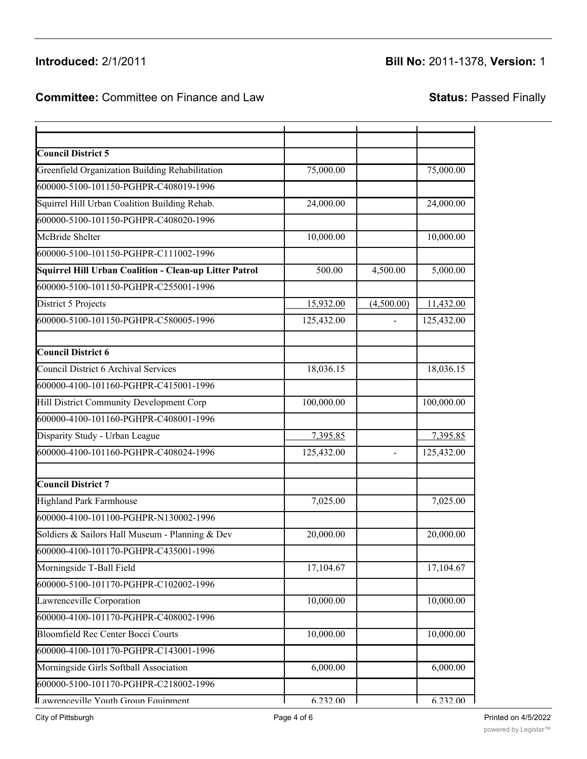**Introduced:** 2/1/2011 **Bill No:** 2011-1378, **Version:** 1

**Committee:** Committee on Finance and Law **Status:** Passed Finally

| | | | |
|---|---|---|---|
| | | | |
| **Council District 5** | | | |
| Greenfield Organization Building Rehabilitation | 75,000.00 | | 75,000.00 |
| 600000-5100-101150-PGHPR-C408019-1996 | | | |
| Squirrel Hill Urban Coalition Building Rehab. | 24,000.00 | | 24,000.00 |
| 600000-5100-101150-PGHPR-C408020-1996 | | | |
| McBride Shelter | 10,000.00 | | 10,000.00 |
| 600000-5100-101150-PGHPR-C111002-1996 | | | |
| **Squirrel Hill Urban Coalition - Clean-up Litter Patrol** | 500.00 | 4,500.00 | 5,000.00 |
| 600000-5100-101150-PGHPR-C255001-1996 | | | |
| District 5 Projects | 15,932.00 | (4,500.00) | 11,432.00 |
| 600000-5100-101150-PGHPR-C580005-1996 | 125,432.00 | - | 125,432.00 |
| | | | |
| **Council District 6** | | | |
| Council District 6 Archival Services | 18,036.15 | | 18,036.15 |
| 600000-4100-101160-PGHPR-C415001-1996 | | | |
| Hill District Community Development Corp | 100,000.00 | | 100,000.00 |
| 600000-4100-101160-PGHPR-C408001-1996 | | | |
| Disparity Study - Urban League | 7,395.85 | | 7,395.85 |
| 600000-4100-101160-PGHPR-C408024-1996 | 125,432.00 | - | 125,432.00 |
| | | | |
| **Council District 7** | | | |
| Highland Park Farmhouse | 7,025.00 | | 7,025.00 |
| 600000-4100-101100-PGHPR-N130002-1996 | | | |
| Soldiers & Sailors Hall Museum - Planning & Dev | 20,000.00 | | 20,000.00 |
| 600000-4100-101170-PGHPR-C435001-1996 | | | |
| Morningside T-Ball Field | 17,104.67 | | 17,104.67 |
| 600000-5100-101170-PGHPR-C102002-1996 | | | |
| Lawrenceville Corporation | 10,000.00 | | 10,000.00 |
| 600000-4100-101170-PGHPR-C408002-1996 | | | |
| Bloomfield Rec Center Bocci Courts | 10,000.00 | | 10,000.00 |
| 600000-4100-101170-PGHPR-C143001-1996 | | | |
| Morningside Girls Softball Association | 6,000.00 | | 6,000.00 |
| 600000-5100-101170-PGHPR-C218002-1996 | | | |
| Lawrenceville Youth Group Equipment | 6,232.00 | | 6,232.00 |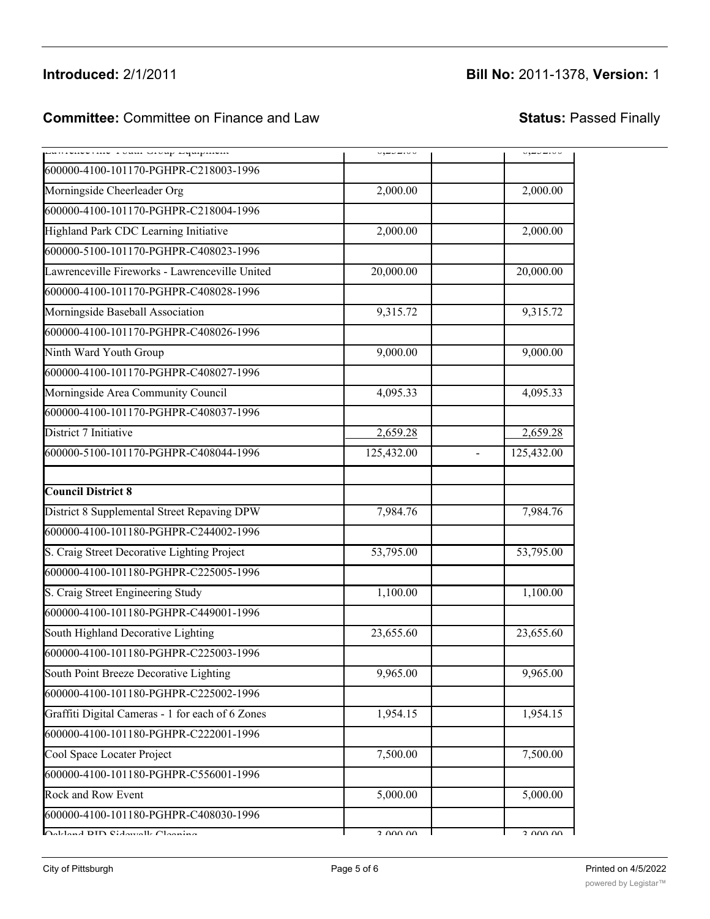| | | | |
|---|---|---|---|
| Lawrenceville Youth Group Equipment | 6,292.00 | | 6,292.00 |
| 600000-4100-101170-PGHPR-C218003-1996 | | | |
| Morningside Cheerleader Org | 2,000.00 | | 2,000.00 |
| 600000-4100-101170-PGHPR-C218004-1996 | | | |
| Highland Park CDC Learning Initiative | 2,000.00 | | 2,000.00 |
| 600000-5100-101170-PGHPR-C408023-1996 | | | |
| Lawrenceville Fireworks - Lawrenceville United | 20,000.00 | | 20,000.00 |
| 600000-4100-101170-PGHPR-C408028-1996 | | | |
| Morningside Baseball Association | 9,315.72 | | 9,315.72 |
| 600000-4100-101170-PGHPR-C408026-1996 | | | |
| Ninth Ward Youth Group | 9,000.00 | | 9,000.00 |
| 600000-4100-101170-PGHPR-C408027-1996 | | | |
| Morningside Area Community Council | 4,095.33 | | 4,095.33 |
| 600000-4100-101170-PGHPR-C408037-1996 | | | |
| District 7 Initiative | 2,659.28 | | 2,659.28 |
| 600000-5100-101170-PGHPR-C408044-1996 | 125,432.00 | - | 125,432.00 |
| | | | |
| **Council District 8** | | | |
| District 8 Supplemental Street Repaving DPW | 7,984.76 | | 7,984.76 |
| 600000-4100-101180-PGHPR-C244002-1996 | | | |
| S. Craig Street Decorative Lighting Project | 53,795.00 | | 53,795.00 |
| 600000-4100-101180-PGHPR-C225005-1996 | | | |
| S. Craig Street Engineering Study | 1,100.00 | | 1,100.00 |
| 600000-4100-101180-PGHPR-C449001-1996 | | | |
| South Highland Decorative Lighting | 23,655.60 | | 23,655.60 |
| 600000-4100-101180-PGHPR-C225003-1996 | | | |
| South Point Breeze Decorative Lighting | 9,965.00 | | 9,965.00 |
| 600000-4100-101180-PGHPR-C225002-1996 | | | |
| Graffiti Digital Cameras - 1 for each of 6 Zones | 1,954.15 | | 1,954.15 |
| 600000-4100-101180-PGHPR-C222001-1996 | | | |
| Cool Space Locater Project | 7,500.00 | | 7,500.00 |
| 600000-4100-101180-PGHPR-C556001-1996 | | | |
| Rock and Row Event | 5,000.00 | | 5,000.00 |
| 600000-4100-101180-PGHPR-C408030-1996 | | | |
| Oakland BID Sidewalk Cleaning | 3,000.00 | | 3,000.00 |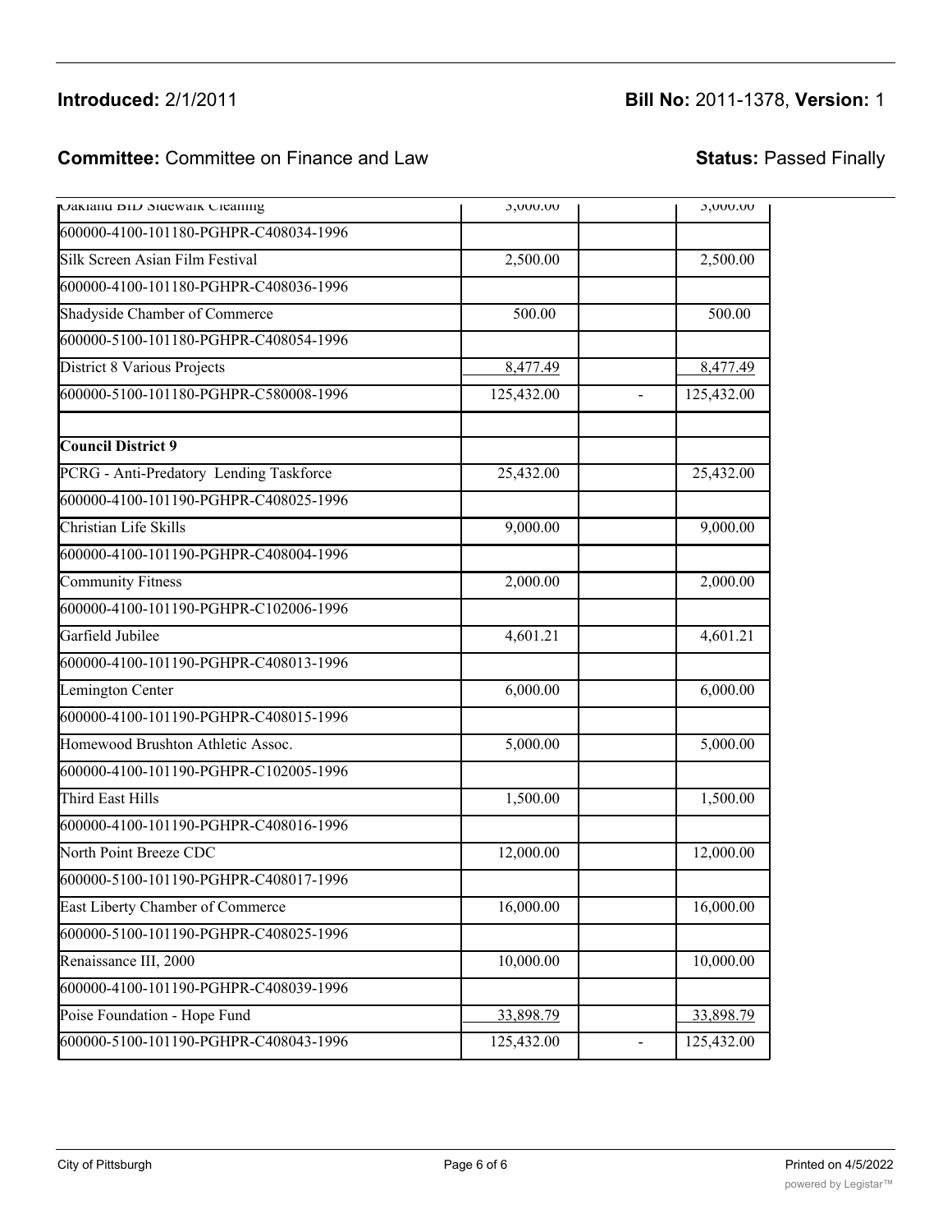| | | | |
|---|---|---|---|
| Oakland BID Sidewalk Cleaning | 5,000.00 | | 5,000.00 |
| 600000-4100-101180-PGHPR-C408034-1996 | | | |
| Silk Screen Asian Film Festival | 2,500.00 | | 2,500.00 |
| 600000-4100-101180-PGHPR-C408036-1996 | | | |
| Shadyside Chamber of Commerce | 500.00 | | 500.00 |
| 600000-5100-101180-PGHPR-C408054-1996 | | | |
| District 8 Various Projects | 8,477.49 | | 8,477.49 |
| 600000-5100-101180-PGHPR-C580008-1996 | 125,432.00 | - | 125,432.00 |
| | | | |
| **Council District 9** | | | |
| PCRG - Anti-Predatory Lending Taskforce | 25,432.00 | | 25,432.00 |
| 600000-4100-101190-PGHPR-C408025-1996 | | | |
| Christian Life Skills | 9,000.00 | | 9,000.00 |
| 600000-4100-101190-PGHPR-C408004-1996 | | | |
| Community Fitness | 2,000.00 | | 2,000.00 |
| 600000-4100-101190-PGHPR-C102006-1996 | | | |
| Garfield Jubilee | 4,601.21 | | 4,601.21 |
| 600000-4100-101190-PGHPR-C408013-1996 | | | |
| Lemington Center | 6,000.00 | | 6,000.00 |
| 600000-4100-101190-PGHPR-C408015-1996 | | | |
| Homewood Brushton Athletic Assoc. | 5,000.00 | | 5,000.00 |
| 600000-4100-101190-PGHPR-C102005-1996 | | | |
| Third East Hills | 1,500.00 | | 1,500.00 |
| 600000-4100-101190-PGHPR-C408016-1996 | | | |
| North Point Breeze CDC | 12,000.00 | | 12,000.00 |
| 600000-5100-101190-PGHPR-C408017-1996 | | | |
| East Liberty Chamber of Commerce | 16,000.00 | | 16,000.00 |
| 600000-5100-101190-PGHPR-C408025-1996 | | | |
| Renaissance III, 2000 | 10,000.00 | | 10,000.00 |
| 600000-4100-101190-PGHPR-C408039-1996 | | | |
| Poise Foundation - Hope Fund | 33,898.79 | | 33,898.79 |
| 600000-5100-101190-PGHPR-C408043-1996 | 125,432.00 | - | 125,432.00 |